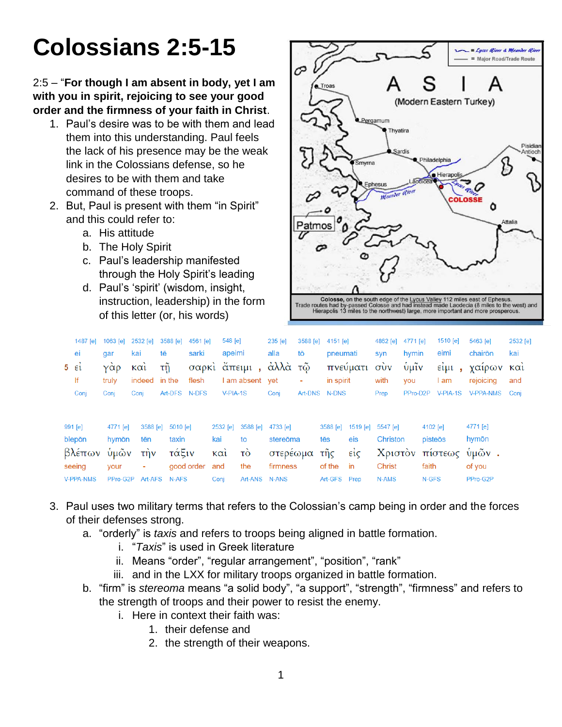# Colossians 2:5-15

2:5 – "**For though I am absent in body, yet I am with you in spirit, rejoicing to see your good order and the firmness of your faith in Christ**.

1. Paul's desire was to be with them and lead them into this understanding. Paul feels the lack of his presence may be the weak link in the Colossians defense, so he desires to be with them and take command of these troops.
2. But, Paul is present with them "in Spirit" and this could refer to:
   a. His attitude
   b. The Holy Spirit
   c. Paul's leadership manifested through the Holy Spirit's leading
   d. Paul's 'spirit' (wisdom, insight, instruction, leadership) in the form of this letter (or, his words)

Colosse, on the south edge of the Lycus Valley 112 miles east of Ephesus. Trade routes had by-passed Colosse and had instead made Laodecia (8 miles to the west) and Hierapolis 13 miles to the northwest) large, more important and more prosperous.

| | 1487 [e] | 1063 [e] | 2532 [e] | 3588 [e] | 4561 [e] | 548 [e] | | 235 [e] | 3588 [e] | 4151 [e] | 4862 [e] | 4771 [e] | 1510 [e] | | 5463 [e] | 2532 [e] |
|---|---|---|---|---|---|---|---|---|---|---|---|---|---|---|---|---|
| | ei | gar | kai | tē | sarki | apeimi | | alla | tō | pneumati | syn | hymin | eimi | | chairōn | kai |
| 5 | εἰ | γὰρ | καὶ | τῇ | σαρκὶ | ἄπειμι | , | ἀλλὰ | τῷ | πνεύματι | σὺν | ὑμῖν | εἰμι | , | χαίρων | καὶ |
| | If | truly | indeed | in the | flesh | I am absent | | yet | - | in spirit | with | you | I am | | rejoicing | and |
| | Conj | Conj | Conj | Art-DFS | N-DFS | V-PIA-1S | | Conj | Art-DNS | N-DNS | Prep | PPro-D2P | V-PIA-1S | | V-PPA-NMS | Conj |

| 991 [e] | 4771 [e] | 3588 [e] | 5010 [e] | 2532 [e] | 3588 [e] | 4733 [e] | 3588 [e] | 1519 [e] | 5547 [e] | 4102 [e] | 4771 [e] | |
|---|---|---|---|---|---|---|---|---|---|---|---|---|
| blepōn | hymōn | tēn | taxin | kai | to | stereōma | tēs | eis | Christon | pisteōs | hymōn | |
| βλέπων | ὑμῶν | τὴν | τάξιν | καὶ | τὸ | στερέωμα | τῆς | εἰς | Χριστὸν | πίστεως | ὑμῶν | . |
| seeing | your | - | good order | and | the | firmness | of the | in | Christ | faith | of you | |
| V-PPA-NMS | PPro-G2P | Art-AFS | N-AFS | Conj | Art-ANS | N-ANS | Art-GFS | Prep | N-AMS | N-GFS | PPro-G2P | |

3. Paul uses two military terms that refers to the Colossian's camp being in order and the forces of their defenses strong.
   a. "orderly" is *taxis* and refers to troops being aligned in battle formation.
      i. "*Taxis*" is used in Greek literature
      ii. Means "order", "regular arrangement", "position", "rank"
      iii. and in the LXX for military troops organized in battle formation.
   b. "firm" is *stereoma* means "a solid body", "a support", "strength", "firmness" and refers to the strength of troops and their power to resist the enemy.
      i. Here in context their faith was:
         1. their defense and
         2. the strength of their weapons.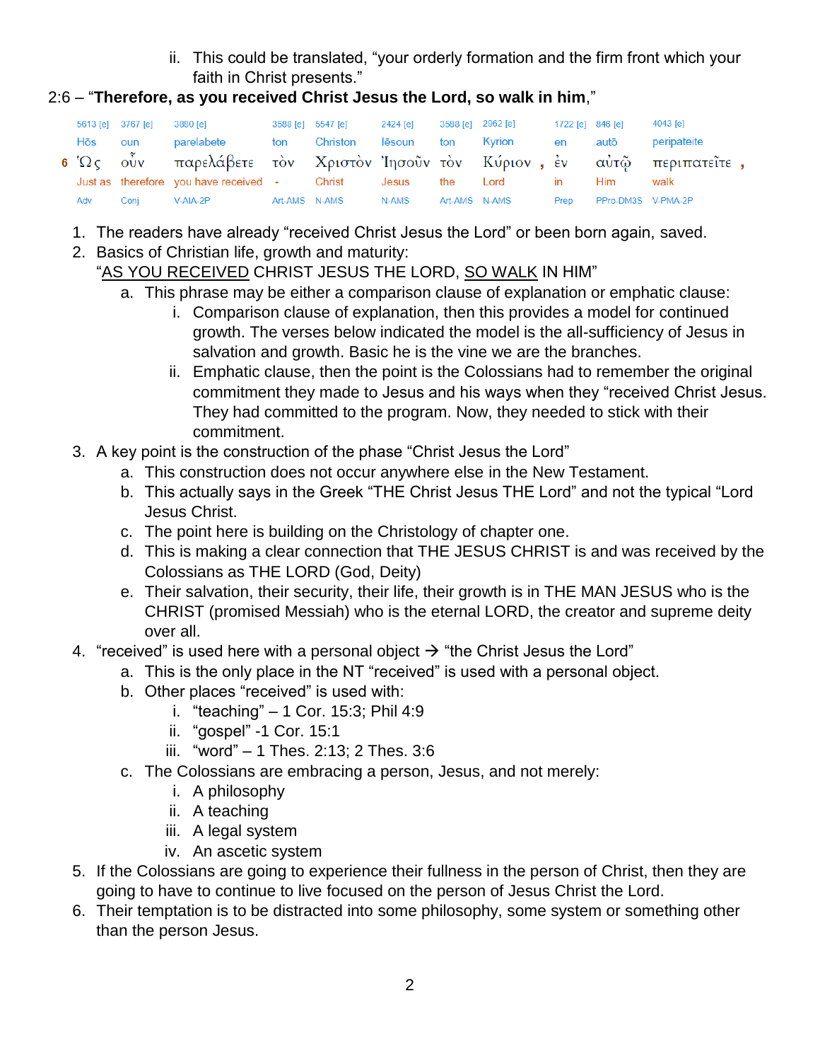ii. This could be translated, “your orderly formation and the firm front which your faith in Christ presents.”

2:6 – “**Therefore, as you received Christ Jesus the Lord, so walk in him**,”

| | 5613 [e] | 3767 [e] | 3880 [e] | 3588 [e] | 5547 [e] | 2424 [e] | 3588 [e] | 2962 [e] | | 1722 [e] | 846 [e] | 4043 [e] | |
|---|---|---|---|---|---|---|---|---|---|---|---|---|---|
| | Hōs | oun | parelabete | ton | Christon | Iēsoun | ton | Kyrion | | en | autō | peripateite | |
| 6 | Ὡς | οὖν | παρελάβετε | τὸν | Χριστὸν | Ἰησοῦν | τὸν | Κύριον | , | ἐν | αὐτῷ | περιπατεῖτε | , |
| | Just as | therefore | you have received | - | Christ | Jesus | the | Lord | | in | Him | walk | |
| | Adv | Conj | V-AIA-2P | Art-AMS | N-AMS | N-AMS | Art-AMS | N-AMS | | Prep | PPro-DM3S | V-PMA-2P | |

1. The readers have already “received Christ Jesus the Lord” or been born again, saved.
2. Basics of Christian life, growth and maturity:
   “<u>AS YOU RECEIVED</u> CHRIST JESUS THE LORD, <u>SO WALK</u> IN HIM”
   a. This phrase may be either a comparison clause of explanation or emphatic clause:
      i. Comparison clause of explanation, then this provides a model for continued growth. The verses below indicated the model is the all-sufficiency of Jesus in salvation and growth. Basic he is the vine we are the branches.
      ii. Emphatic clause, then the point is the Colossians had to remember the original commitment they made to Jesus and his ways when they “received Christ Jesus. They had committed to the program. Now, they needed to stick with their commitment.
3. A key point is the construction of the phase “Christ Jesus the Lord”
   a. This construction does not occur anywhere else in the New Testament.
   b. This actually says in the Greek “THE Christ Jesus THE Lord” and not the typical “Lord Jesus Christ.
   c. The point here is building on the Christology of chapter one.
   d. This is making a clear connection that THE JESUS CHRIST is and was received by the Colossians as THE LORD (God, Deity)
   e. Their salvation, their security, their life, their growth is in THE MAN JESUS who is the CHRIST (promised Messiah) who is the eternal LORD, the creator and supreme deity over all.
4. “received” is used here with a personal object → “the Christ Jesus the Lord”
   a. This is the only place in the NT “received” is used with a personal object.
   b. Other places “received” is used with:
      i. “teaching” – 1 Cor. 15:3; Phil 4:9
      ii. “gospel” -1 Cor. 15:1
      iii. “word” – 1 Thes. 2:13; 2 Thes. 3:6
   c. The Colossians are embracing a person, Jesus, and not merely:
      i. A philosophy
      ii. A teaching
      iii. A legal system
      iv. An ascetic system
5. If the Colossians are going to experience their fullness in the person of Christ, then they are going to have to continue to live focused on the person of Jesus Christ the Lord.
6. Their temptation is to be distracted into some philosophy, some system or something other than the person Jesus.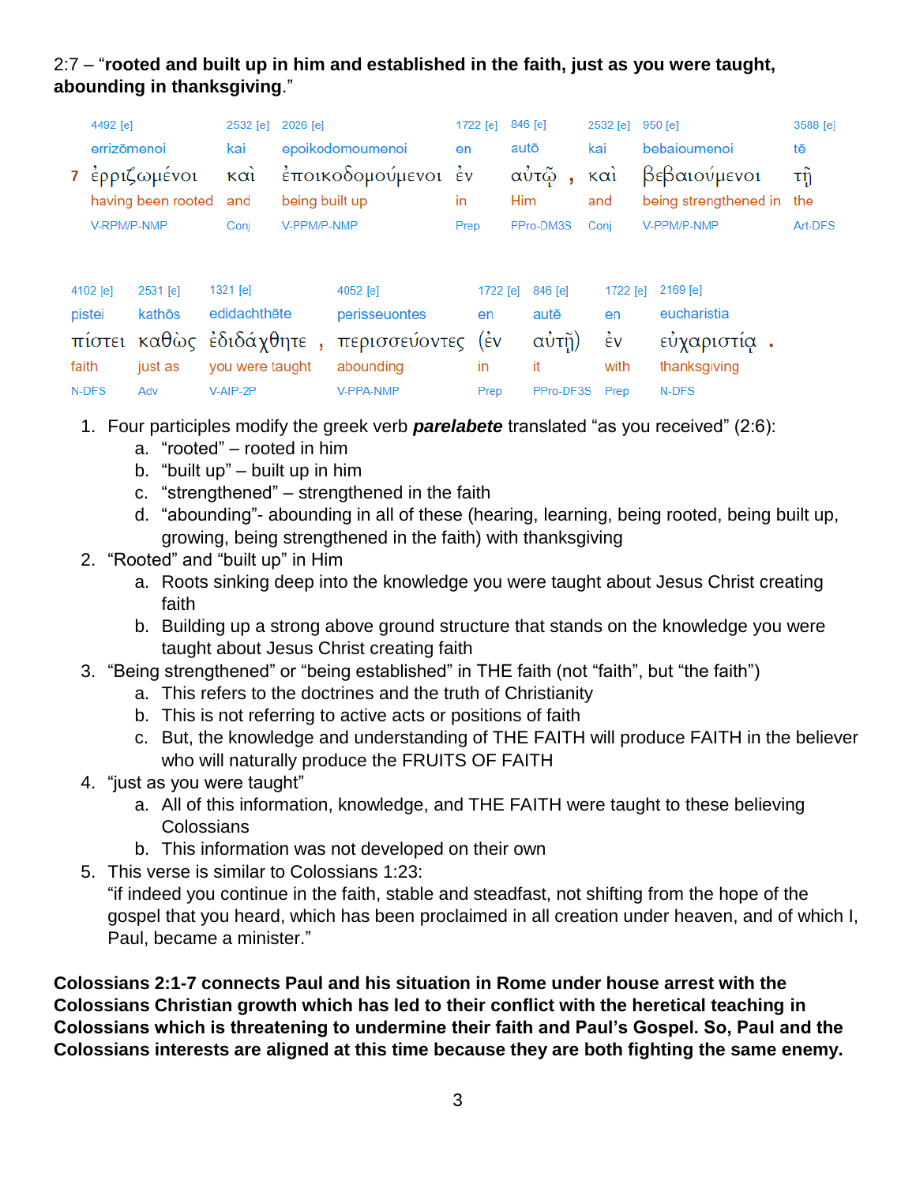2:7 – “**rooted and built up in him and established in the faith, just as you were taught, abounding in thanksgiving**.”

| 4492 [e] | 2532 [e] | 2026 [e] | 1722 [e] | 846 [e] | | 2532 [e] | 950 [e] | 3588 [e] |
|---|---|---|---|---|---|---|---|---|
| errizōmenoi | kai | epoikodomoumenoi | en | autō | | kai | bebaioumenoi | tē |
| 7 ἐρριζωμένοι | καὶ | ἐποικοδομούμενοι | ἐν | αὐτῷ | , | καὶ | βεβαιούμενοι | τῇ |
| having been rooted | and | being built up | in | Him | | and | being strengthened in | the |
| V-RPM/P-NMP | Conj | V-PPM/P-NMP | Prep | PPro-DM3S | | Conj | V-PPM/P-NMP | Art-DFS |

| 4102 [e] | 2531 [e] | 1321 [e] | | 4052 [e] | 1722 [e] | 846 [e] | 1722 [e] | 2169 [e] | |
|---|---|---|---|---|---|---|---|---|---|
| pistei | kathōs | edidachthēte | | perisseuontes | en | autē | en | eucharistia | |
| πίστει | καθὼς | ἐδιδάχθητε | , | περισσεύοντες | (ἐν | αὐτῇ) | ἐν | εὐχαριστίᾳ | . |
| faith | just as | you were taught | | abounding | in | it | with | thanksgiving | |
| N-DFS | Adv | V-AIP-2P | | V-PPA-NMP | Prep | PPro-DF3S | Prep | N-DFS | |

1. Four participles modify the greek verb ***parelabete*** translated “as you received” (2:6):
    a. “rooted” – rooted in him
    b. “built up” – built up in him
    c. “strengthened” – strengthened in the faith
    d. “abounding”- abounding in all of these (hearing, learning, being rooted, being built up, growing, being strengthened in the faith) with thanksgiving
2. “Rooted” and “built up” in Him
    a. Roots sinking deep into the knowledge you were taught about Jesus Christ creating faith
    b. Building up a strong above ground structure that stands on the knowledge you were taught about Jesus Christ creating faith
3. “Being strengthened” or “being established” in THE faith (not “faith”, but “the faith”)
    a. This refers to the doctrines and the truth of Christianity
    b. This is not referring to active acts or positions of faith
    c. But, the knowledge and understanding of THE FAITH will produce FAITH in the believer who will naturally produce the FRUITS OF FAITH
4. “just as you were taught”
    a. All of this information, knowledge, and THE FAITH were taught to these believing Colossians
    b. This information was not developed on their own
5. This verse is similar to Colossians 1:23:
   “if indeed you continue in the faith, stable and steadfast, not shifting from the hope of the gospel that you heard, which has been proclaimed in all creation under heaven, and of which I, Paul, became a minister.”

**Colossians 2:1-7 connects Paul and his situation in Rome under house arrest with the Colossians Christian growth which has led to their conflict with the heretical teaching in Colossians which is threatening to undermine their faith and Paul’s Gospel. So, Paul and the Colossians interests are aligned at this time because they are both fighting the same enemy.**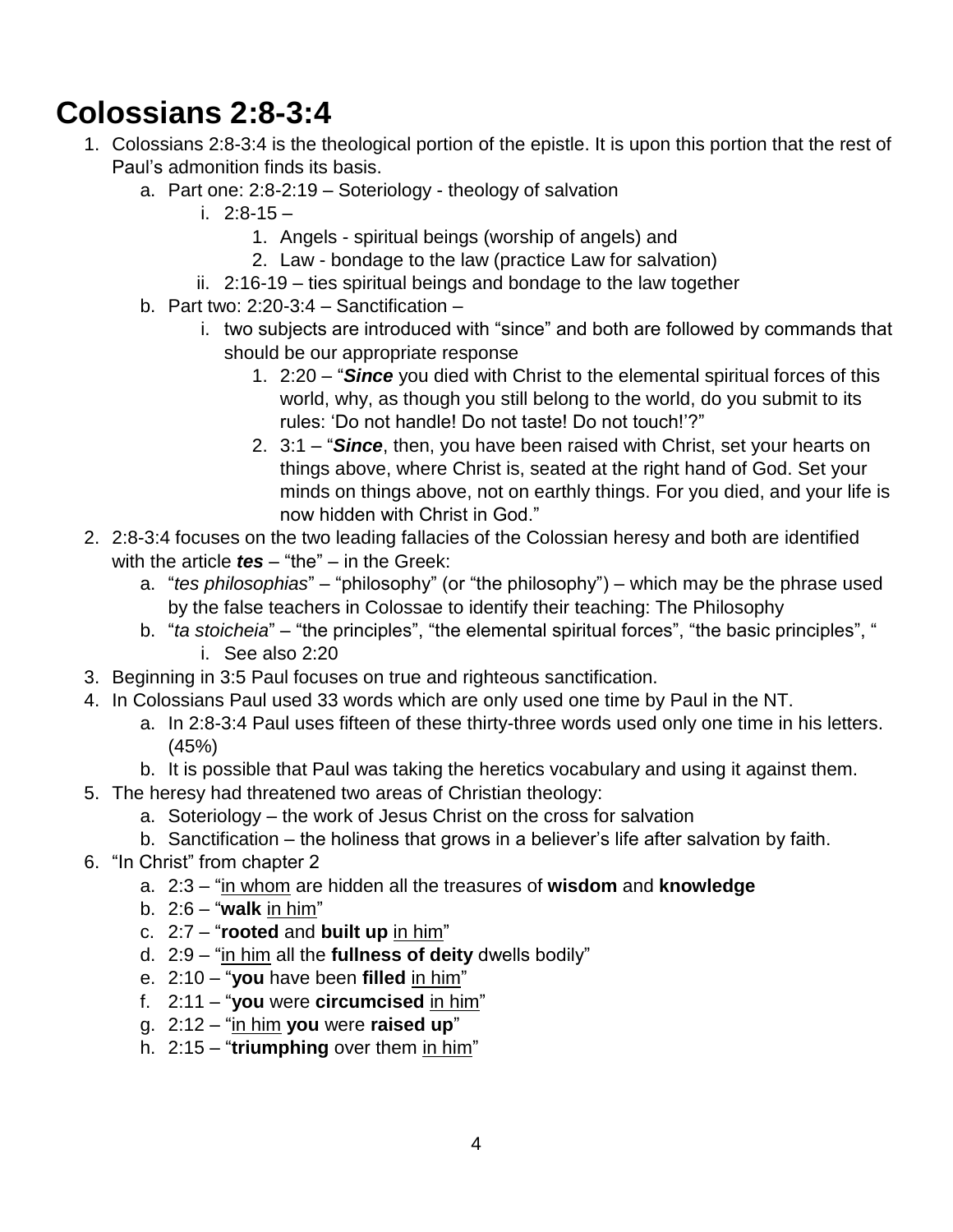# Colossians 2:8-3:4

1. Colossians 2:8-3:4 is the theological portion of the epistle. It is upon this portion that the rest of Paul's admonition finds its basis.
    a. Part one: 2:8-2:19 – Soteriology - theology of salvation
        i. 2:8-15 –
            1. Angels - spiritual beings (worship of angels) and
            2. Law - bondage to the law (practice Law for salvation)
        ii. 2:16-19 – ties spiritual beings and bondage to the law together
    b. Part two: 2:20-3:4 – Sanctification –
        i. two subjects are introduced with "since" and both are followed by commands that should be our appropriate response
            1. 2:20 – "***Since*** you died with Christ to the elemental spiritual forces of this world, why, as though you still belong to the world, do you submit to its rules: 'Do not handle! Do not taste! Do not touch!'?"
            2. 3:1 – "***Since***, then, you have been raised with Christ, set your hearts on things above, where Christ is, seated at the right hand of God. Set your minds on things above, not on earthly things. For you died, and your life is now hidden with Christ in God."
2. 2:8-3:4 focuses on the two leading fallacies of the Colossian heresy and both are identified with the article ***tes*** – "the" – in the Greek:
    a. "*tes philosophias*" – "philosophy" (or "the philosophy") – which may be the phrase used by the false teachers in Colossae to identify their teaching: The Philosophy
    b. "*ta stoicheia*" – "the principles", "the elemental spiritual forces", "the basic principles", "
        i. See also 2:20
3. Beginning in 3:5 Paul focuses on true and righteous sanctification.
4. In Colossians Paul used 33 words which are only used one time by Paul in the NT.
    a. In 2:8-3:4 Paul uses fifteen of these thirty-three words used only one time in his letters. (45%)
    b. It is possible that Paul was taking the heretics vocabulary and using it against them.
5. The heresy had threatened two areas of Christian theology:
    a. Soteriology – the work of Jesus Christ on the cross for salvation
    b. Sanctification – the holiness that grows in a believer's life after salvation by faith.
6. "In Christ" from chapter 2
    a. 2:3 – "<u>in whom</u> are hidden all the treasures of **wisdom** and **knowledge**
    b. 2:6 – "**walk** <u>in him</u>"
    c. 2:7 – "**rooted** and **built up** <u>in him</u>"
    d. 2:9 – "<u>in him</u> all the **fullness of deity** dwells bodily"
    e. 2:10 – "**you** have been **filled** <u>in him</u>"
    f. 2:11 – "**you** were **circumcised** <u>in him</u>"
    g. 2:12 – "<u>in him</u> **you** were **raised up**"
    h. 2:15 – "**triumphing** over them <u>in him</u>"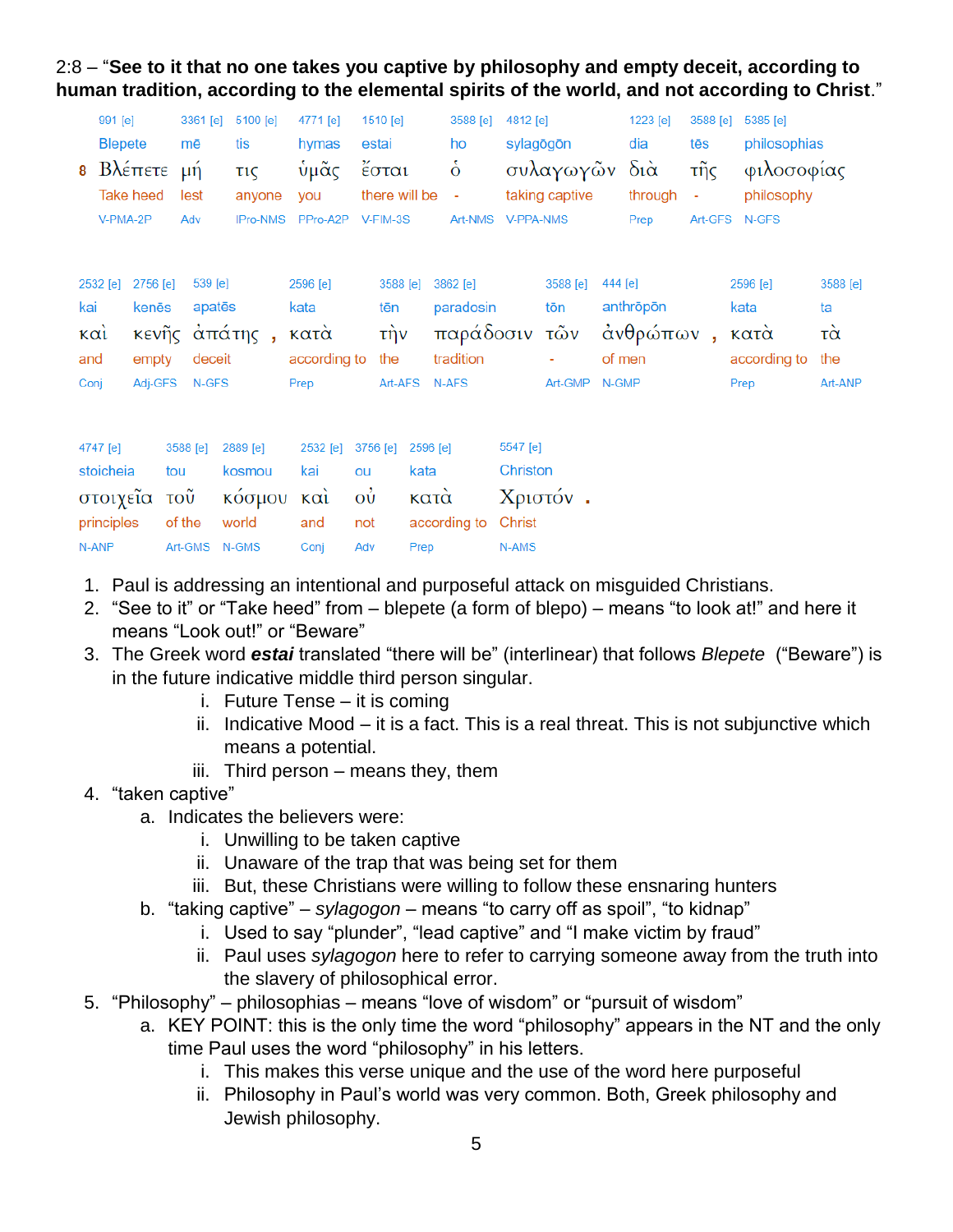2:8 – "**See to it that no one takes you captive by philosophy and empty deceit, according to human tradition, according to the elemental spirits of the world, and not according to Christ**."

| 991 [e] | 3361 [e] | 5100 [e] | 4771 [e] | 1510 [e] | 3588 [e] | 4812 [e] | 1223 [e] | 3588 [e] | 5385 [e] |
|---|---|---|---|---|---|---|---|---|---|
| Blepete | mē | tis | hymas | estai | ho | sylagōgōn | dia | tēs | philosophias |
| 8 Βλέπετε | μή | τις | ὑμᾶς | ἔσται | ὁ | συλαγωγῶν | διὰ | τῆς | φιλοσοφίας |
| Take heed | lest | anyone | you | there will be | - | taking captive | through | - | philosophy |
| V-PMA-2P | Adv | IPro-NMS | PPro-A2P | V-FIM-3S | Art-NMS | V-PPA-NMS | Prep | Art-GFS | N-GFS |

| 2532 [e] | 2756 [e] | 539 [e] | 2596 [e] | 3588 [e] | 3862 [e] | 3588 [e] | 444 [e] | 2596 [e] | 3588 [e] |
|---|---|---|---|---|---|---|---|---|---|
| kai | kenēs | apatēs | kata | tēn | paradosin | tōn | anthrōpōn | kata | ta |
| καὶ | κενῆς | ἀπάτης , | κατὰ | τὴν | παράδοσιν | τῶν | ἀνθρώπων , | κατὰ | τὰ |
| and | empty | deceit | according to | the | tradition | - | of men | according to | the |
| Conj | Adj-GFS | N-GFS | Prep | Art-AFS | N-AFS | Art-GMP | N-GMP | Prep | Art-ANP |

| 4747 [e] | 3588 [e] | 2889 [e] | 2532 [e] | 3756 [e] | 2596 [e] | 5547 [e] |
|---|---|---|---|---|---|---|
| stoicheia | tou | kosmou | kai | ou | kata | Christon |
| στοιχεῖα | τοῦ | κόσμου | καὶ | οὐ | κατὰ | Χριστόν . |
| principles | of the | world | and | not | according to | Christ |
| N-ANP | Art-GMS | N-GMS | Conj | Adv | Prep | N-AMS |

1. Paul is addressing an intentional and purposeful attack on misguided Christians.
2. "See to it" or "Take heed" from – blepete (a form of blepo) – means "to look at!" and here it means "Look out!" or "Beware"
3. The Greek word ***estai*** translated "there will be" (interlinear) that follows *Blepete* ("Beware") is in the future indicative middle third person singular.
    i. Future Tense – it is coming
    ii. Indicative Mood – it is a fact. This is a real threat. This is not subjunctive which means a potential.
    iii. Third person – means they, them
4. "taken captive"
    a. Indicates the believers were:
        i. Unwilling to be taken captive
        ii. Unaware of the trap that was being set for them
        iii. But, these Christians were willing to follow these ensnaring hunters
    b. "taking captive" – *sylagogon* – means "to carry off as spoil", "to kidnap"
        i. Used to say "plunder", "lead captive" and "I make victim by fraud"
        ii. Paul uses *sylagogon* here to refer to carrying someone away from the truth into the slavery of philosophical error.
5. "Philosophy" – philosophias – means "love of wisdom" or "pursuit of wisdom"
    a. KEY POINT: this is the only time the word "philosophy" appears in the NT and the only time Paul uses the word "philosophy" in his letters.
        i. This makes this verse unique and the use of the word here purposeful
        ii. Philosophy in Paul's world was very common. Both, Greek philosophy and Jewish philosophy.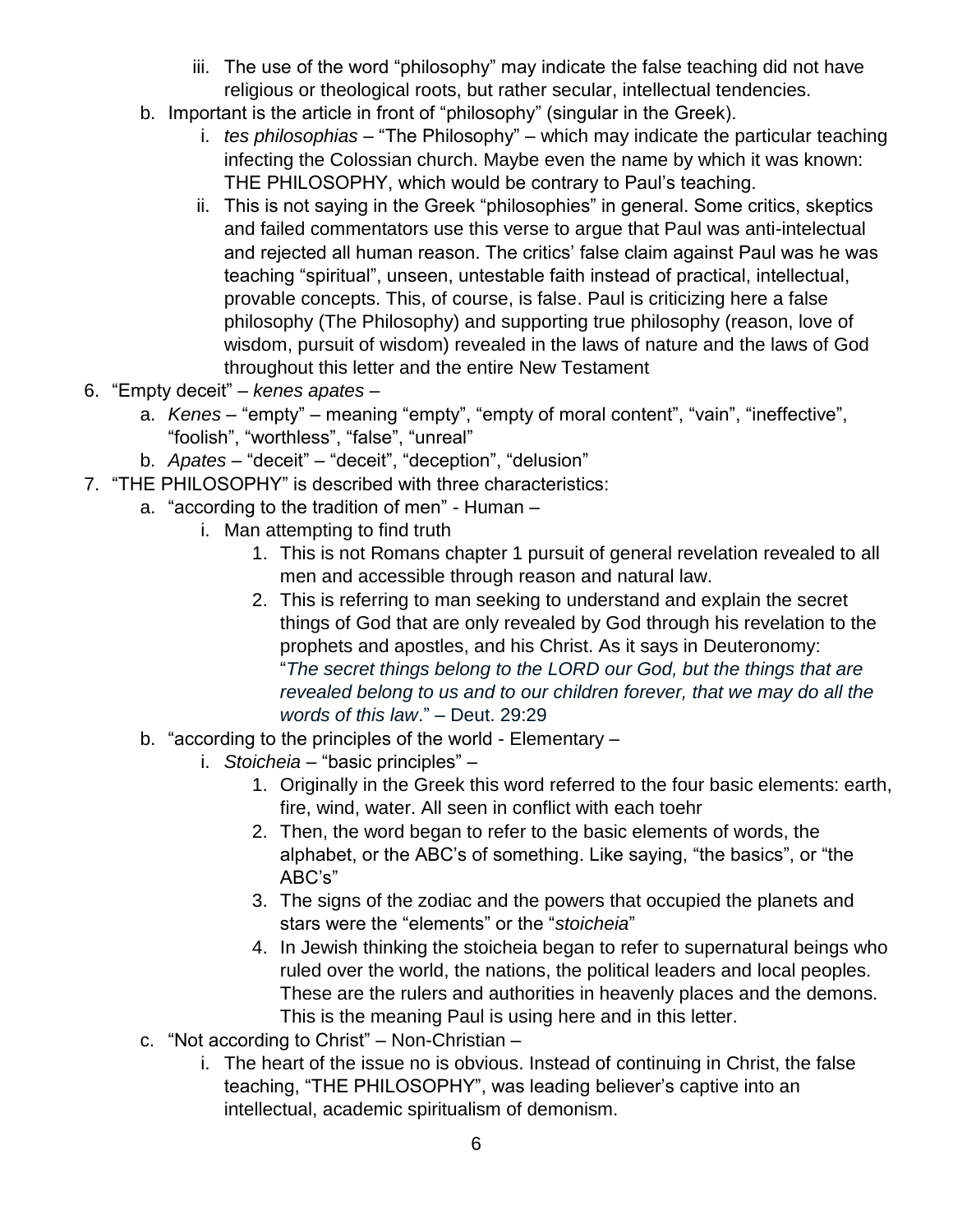iii. The use of the word "philosophy" may indicate the false teaching did not have religious or theological roots, but rather secular, intellectual tendencies.

   b. Important is the article in front of "philosophy" (singular in the Greek).
      i. *tes philosophias* – "The Philosophy" – which may indicate the particular teaching infecting the Colossian church. Maybe even the name by which it was known: THE PHILOSOPHY, which would be contrary to Paul's teaching.
      ii. This is not saying in the Greek "philosophies" in general. Some critics, skeptics and failed commentators use this verse to argue that Paul was anti-intelectual and rejected all human reason. The critics' false claim against Paul was he was teaching "spiritual", unseen, untestable faith instead of practical, intellectual, provable concepts. This, of course, is false. Paul is criticizing here a false philosophy (The Philosophy) and supporting true philosophy (reason, love of wisdom, pursuit of wisdom) revealed in the laws of nature and the laws of God throughout this letter and the entire New Testament

6. "Empty deceit" – *kenes apates* –
   a. *Kenes* – "empty" – meaning "empty", "empty of moral content", "vain", "ineffective", "foolish", "worthless", "false", "unreal"
   b. *Apates* – "deceit" – "deceit", "deception", "delusion"

7. "THE PHILOSOPHY" is described with three characteristics:
   a. "according to the tradition of men" - Human –
      i. Man attempting to find truth
         1. This is not Romans chapter 1 pursuit of general revelation revealed to all men and accessible through reason and natural law.
         2. This is referring to man seeking to understand and explain the secret things of God that are only revealed by God through his revelation to the prophets and apostles, and his Christ. As it says in Deuteronomy: "*The secret things belong to the LORD our God, but the things that are revealed belong to us and to our children forever, that we may do all the words of this law*." – Deut. 29:29
   b. "according to the principles of the world - Elementary –
      i. *Stoicheia* – "basic principles" –
         1. Originally in the Greek this word referred to the four basic elements: earth, fire, wind, water. All seen in conflict with each toehr
         2. Then, the word began to refer to the basic elements of words, the alphabet, or the ABC's of something. Like saying, "the basics", or "the ABC's"
         3. The signs of the zodiac and the powers that occupied the planets and stars were the "elements" or the "*stoicheia*"
         4. In Jewish thinking the stoicheia began to refer to supernatural beings who ruled over the world, the nations, the political leaders and local peoples. These are the rulers and authorities in heavenly places and the demons. This is the meaning Paul is using here and in this letter.
   c. "Not according to Christ" – Non-Christian –
      i. The heart of the issue no is obvious. Instead of continuing in Christ, the false teaching, "THE PHILOSOPHY", was leading believer's captive into an intellectual, academic spiritualism of demonism.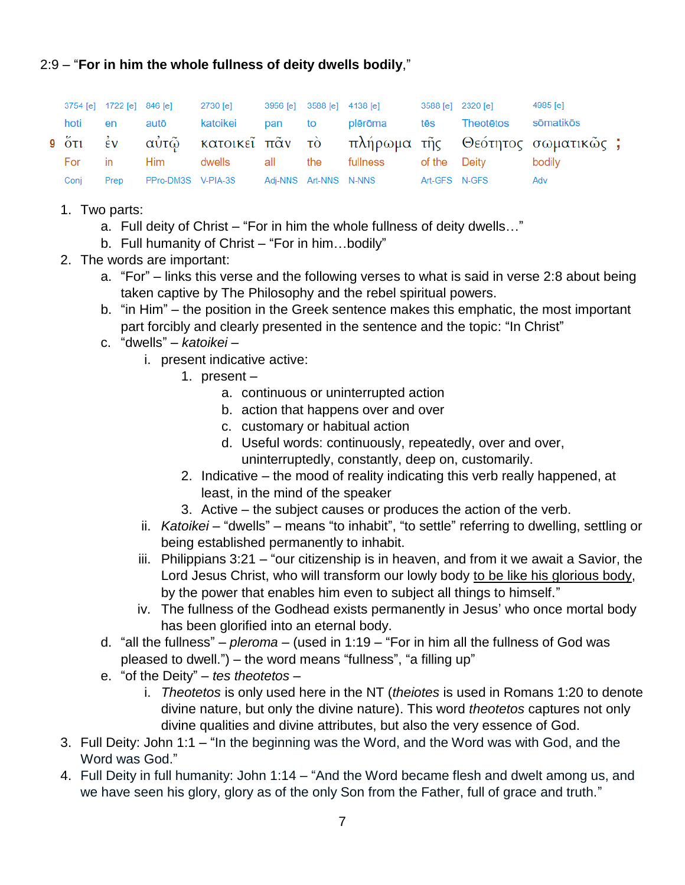2:9 – "**For in him the whole fullness of deity dwells bodily**,"

| | 3754 [e] | 1722 [e] | 846 [e] | 2730 [e] | 3956 [e] | 3588 [e] | 4138 [e] | 3588 [e] | 2320 [e] | 4985 [e] |
|---|---|---|---|---|---|---|---|---|---|---|
| | hoti | en | autō | katoikei | pan | to | plērōma | tēs | Theotētos | sōmatikōs |
| 9 | ὅτι | ἐν | αὐτῷ | κατοικεῖ | πᾶν | τὸ | πλήρωμα | τῆς | Θεότητος | σωματικῶς ; |
| | For | in | Him | dwells | all | the | fullness | of the | Deity | bodily |
| | Conj | Prep | PPro-DM3S | V-PIA-3S | Adj-NNS | Art-NNS | N-NNS | Art-GFS | N-GFS | Adv |

1. Two parts:
    a. Full deity of Christ – "For in him the whole fullness of deity dwells…"
    b. Full humanity of Christ – "For in him…bodily"
2. The words are important:
    a. "For" – links this verse and the following verses to what is said in verse 2:8 about being taken captive by The Philosophy and the rebel spiritual powers.
    b. "in Him" – the position in the Greek sentence makes this emphatic, the most important part forcibly and clearly presented in the sentence and the topic: "In Christ"
    c. "dwells" – *katoikei* –
        i. present indicative active:
            1. present –
                a. continuous or uninterrupted action
                b. action that happens over and over
                c. customary or habitual action
                d. Useful words: continuously, repeatedly, over and over, uninterruptedly, constantly, deep on, customarily.
            2. Indicative – the mood of reality indicating this verb really happened, at least, in the mind of the speaker
            3. Active – the subject causes or produces the action of the verb.
        ii. *Katoikei* – "dwells" – means "to inhabit", "to settle" referring to dwelling, settling or being established permanently to inhabit.
        iii. Philippians 3:21 – "our citizenship is in heaven, and from it we await a Savior, the Lord Jesus Christ, who will transform our lowly body <u>to be like his glorious body</u>, by the power that enables him even to subject all things to himself."
        iv. The fullness of the Godhead exists permanently in Jesus' who once mortal body has been glorified into an eternal body.
    d. "all the fullness" – *pleroma* – (used in 1:19 – "For in him all the fullness of God was pleased to dwell.") – the word means "fullness", "a filling up"
    e. "of the Deity" – *tes theotetos* –
        i. *Theotetos* is only used here in the NT (*theiotes* is used in Romans 1:20 to denote divine nature, but only the divine nature). This word *theotetos* captures not only divine qualities and divine attributes, but also the very essence of God.
3. Full Deity: John 1:1 – "In the beginning was the Word, and the Word was with God, and the Word was God."
4. Full Deity in full humanity: John 1:14 – "And the Word became flesh and dwelt among us, and we have seen his glory, glory as of the only Son from the Father, full of grace and truth."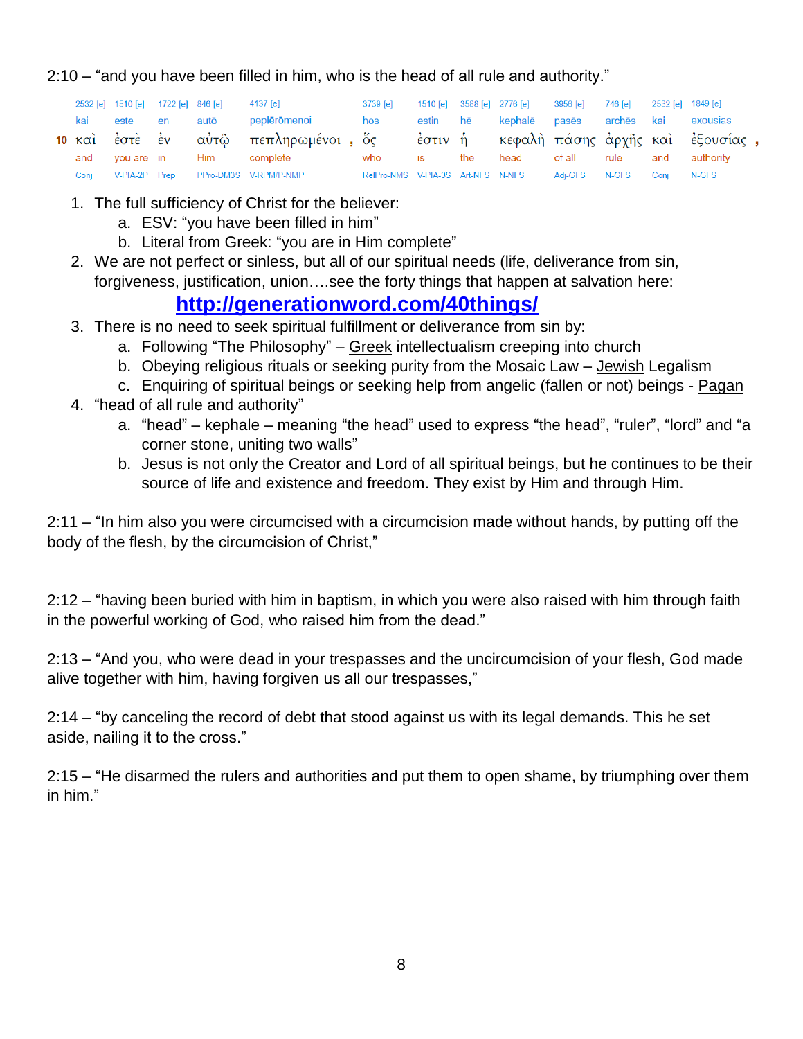2:10 – “and you have been filled in him, who is the head of all rule and authority.”

| | | | | | | | | | | | | | |
|---|---|---|---|---|---|---|---|---|---|---|---|---|---|
| | 2532 [e] | 1510 [e] | 1722 [e] | 846 [e] | 4137 [e] | 3739 [e] | 1510 [e] | 3588 [e] | 2776 [e] | 3956 [e] | 746 [e] | 2532 [e] | 1849 [e] |
| | kai | este | en | autō | peplērōmenoi | hos | estin | hē | kephalē | pasēs | archēs | kai | exousias |
| 10 | καὶ | ἐστὲ | ἐν | αὐτῷ | πεπληρωμένοι , | ὅς | ἐστιν | ἡ | κεφαλὴ | πάσης | ἀρχῆς | καὶ | ἐξουσίας , |
| | and | you are | in | Him | complete | who | is | the | head | of all | rule | and | authority |
| | Conj | V-PIA-2P | Prep | PPro-DM3S | V-RPM/P-NMP | RelPro-NMS | V-PIA-3S | Art-NFS | N-NFS | Adj-GFS | N-GFS | Conj | N-GFS |

1. The full sufficiency of Christ for the believer:
   a. ESV: “you have been filled in him”
   b. Literal from Greek: “you are in Him complete”
2. We are not perfect or sinless, but all of our spiritual needs (life, deliverance from sin, forgiveness, justification, union….see the forty things that happen at salvation here: **http://generationword.com/40things/**
3. There is no need to seek spiritual fulfillment or deliverance from sin by:
   a. Following “The Philosophy” – Greek intellectualism creeping into church
   b. Obeying religious rituals or seeking purity from the Mosaic Law – Jewish Legalism
   c. Enquiring of spiritual beings or seeking help from angelic (fallen or not) beings - Pagan
4. “head of all rule and authority”
   a. “head” – kephale – meaning “the head” used to express “the head”, “ruler”, “lord” and “a corner stone, uniting two walls”
   b. Jesus is not only the Creator and Lord of all spiritual beings, but he continues to be their source of life and existence and freedom. They exist by Him and through Him.

2:11 – “In him also you were circumcised with a circumcision made without hands, by putting off the body of the flesh, by the circumcision of Christ,”

2:12 – “having been buried with him in baptism, in which you were also raised with him through faith in the powerful working of God, who raised him from the dead.”

2:13 – “And you, who were dead in your trespasses and the uncircumcision of your flesh, God made alive together with him, having forgiven us all our trespasses,”

2:14 – “by canceling the record of debt that stood against us with its legal demands. This he set aside, nailing it to the cross.”

2:15 – “He disarmed the rulers and authorities and put them to open shame, by triumphing over them in him.”